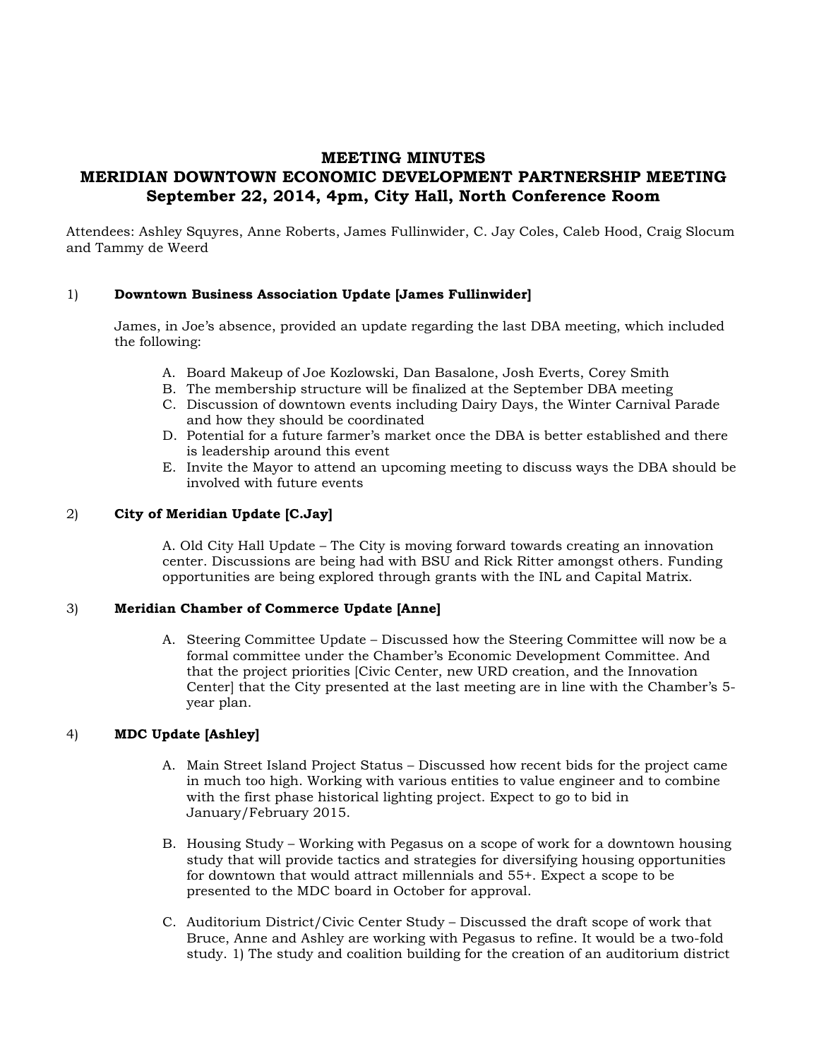# MEETING MINUTES
# MERIDIAN DOWNTOWN ECONOMIC DEVELOPMENT PARTNERSHIP MEETING
## September 22, 2014, 4pm, City Hall, North Conference Room

Attendees: Ashley Squyres, Anne Roberts, James Fullinwider, C. Jay Coles, Caleb Hood, Craig Slocum and Tammy de Weerd

1) **Downtown Business Association Update [James Fullinwider]**

James, in Joe's absence, provided an update regarding the last DBA meeting, which included the following:

A. Board Makeup of Joe Kozlowski, Dan Basalone, Josh Everts, Corey Smith
B. The membership structure will be finalized at the September DBA meeting
C. Discussion of downtown events including Dairy Days, the Winter Carnival Parade and how they should be coordinated
D. Potential for a future farmer's market once the DBA is better established and there is leadership around this event
E. Invite the Mayor to attend an upcoming meeting to discuss ways the DBA should be involved with future events

2) **City of Meridian Update [C.Jay]**

A. Old City Hall Update – The City is moving forward towards creating an innovation center. Discussions are being had with BSU and Rick Ritter amongst others. Funding opportunities are being explored through grants with the INL and Capital Matrix.

3) **Meridian Chamber of Commerce Update [Anne]**

A. Steering Committee Update – Discussed how the Steering Committee will now be a formal committee under the Chamber's Economic Development Committee. And that the project priorities [Civic Center, new URD creation, and the Innovation Center] that the City presented at the last meeting are in line with the Chamber's 5-year plan.

4) **MDC Update [Ashley]**

A. Main Street Island Project Status – Discussed how recent bids for the project came in much too high. Working with various entities to value engineer and to combine with the first phase historical lighting project. Expect to go to bid in January/February 2015.

B. Housing Study – Working with Pegasus on a scope of work for a downtown housing study that will provide tactics and strategies for diversifying housing opportunities for downtown that would attract millennials and 55+. Expect a scope to be presented to the MDC board in October for approval.

C. Auditorium District/Civic Center Study – Discussed the draft scope of work that Bruce, Anne and Ashley are working with Pegasus to refine. It would be a two-fold study. 1) The study and coalition building for the creation of an auditorium district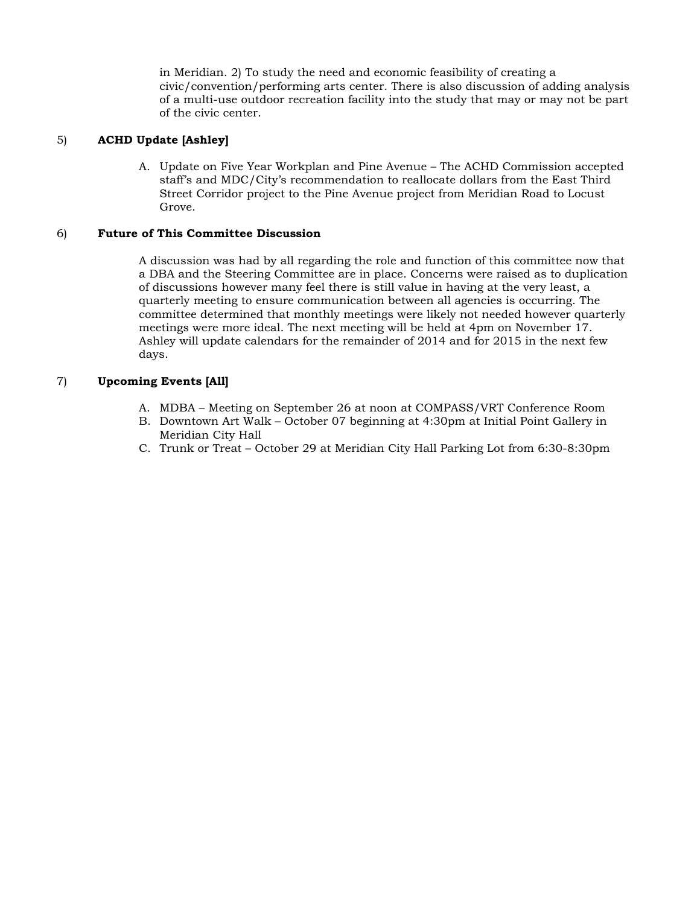in Meridian. 2) To study the need and economic feasibility of creating a civic/convention/performing arts center. There is also discussion of adding analysis of a multi-use outdoor recreation facility into the study that may or may not be part of the civic center.

5) **ACHD Update [Ashley]**

A. Update on Five Year Workplan and Pine Avenue – The ACHD Commission accepted staff's and MDC/City's recommendation to reallocate dollars from the East Third Street Corridor project to the Pine Avenue project from Meridian Road to Locust Grove.

6) **Future of This Committee Discussion**

A discussion was had by all regarding the role and function of this committee now that a DBA and the Steering Committee are in place. Concerns were raised as to duplication of discussions however many feel there is still value in having at the very least, a quarterly meeting to ensure communication between all agencies is occurring. The committee determined that monthly meetings were likely not needed however quarterly meetings were more ideal. The next meeting will be held at 4pm on November 17. Ashley will update calendars for the remainder of 2014 and for 2015 in the next few days.

7) **Upcoming Events [All]**

A. MDBA – Meeting on September 26 at noon at COMPASS/VRT Conference Room
B. Downtown Art Walk – October 07 beginning at 4:30pm at Initial Point Gallery in Meridian City Hall
C. Trunk or Treat – October 29 at Meridian City Hall Parking Lot from 6:30-8:30pm